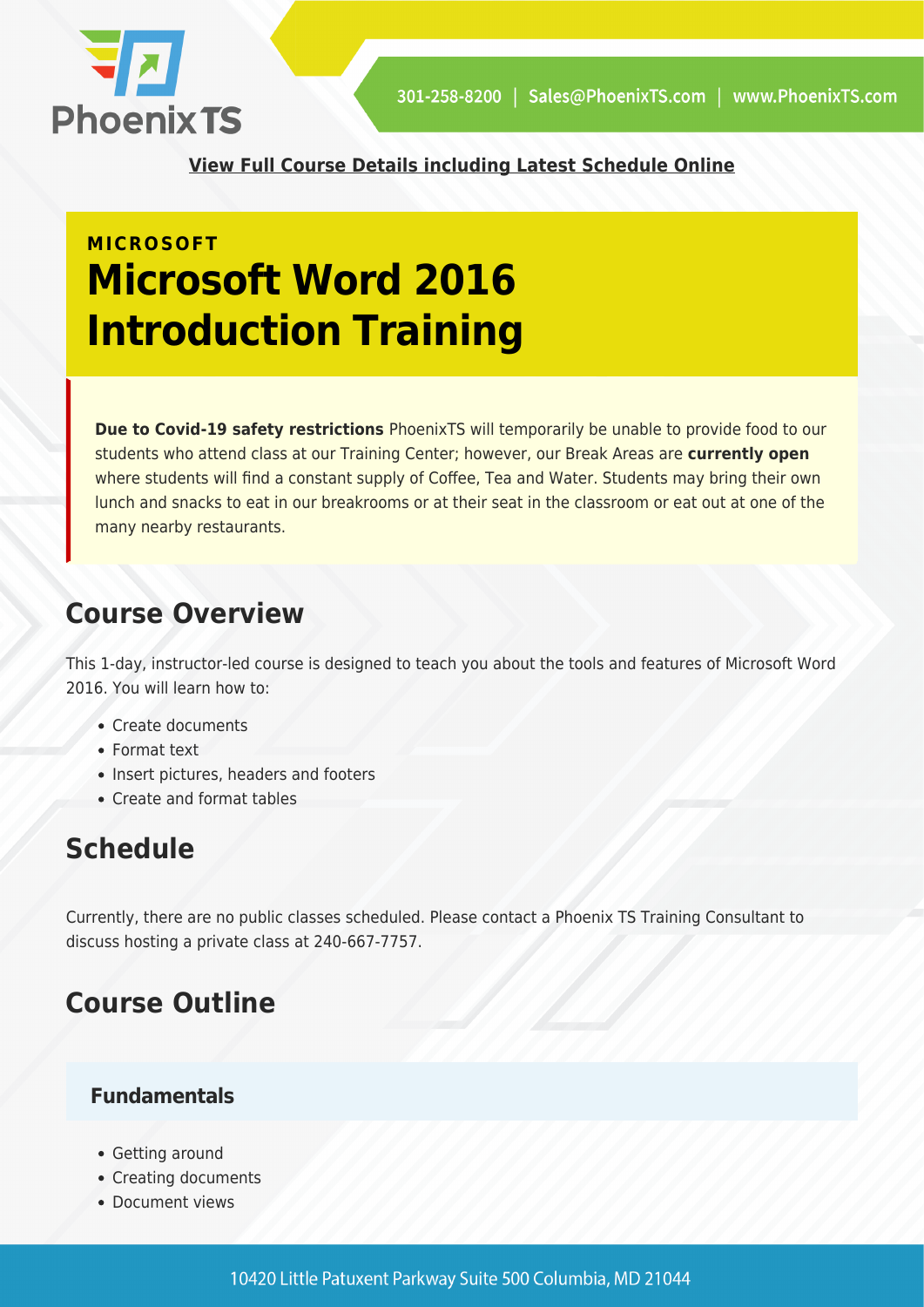[View Full Course Details including Latest Schedule Online]

MICROSOFT

# Microsoft Word 2016 Introduction Training

**Due to Covid-19 safety restrictions** PhoenixTS will temporarily be unable to provide food to our students who attend class at our Training Center; however, our Break Areas are **currently open** where students will find a constant supply of Coffee, Tea and Water. Students may bring their own lunch and snacks to eat in our breakrooms or at their seat in the classroom or eat out at one of the many nearby restaurants.

## Course Overview

This 1-day, instructor-led course is designed to teach you about the tools and features of Microsoft Word 2016. You will learn how to:

- Create documents
- Format text
- Insert pictures, headers and footers
- Create and format tables

## Schedule

Currently, there are no public classes scheduled. Please contact a Phoenix TS Training Consultant to discuss hosting a private class at 240-667-7757.

## Course Outline

### Fundamentals

- Getting around
- Creating documents
- Document views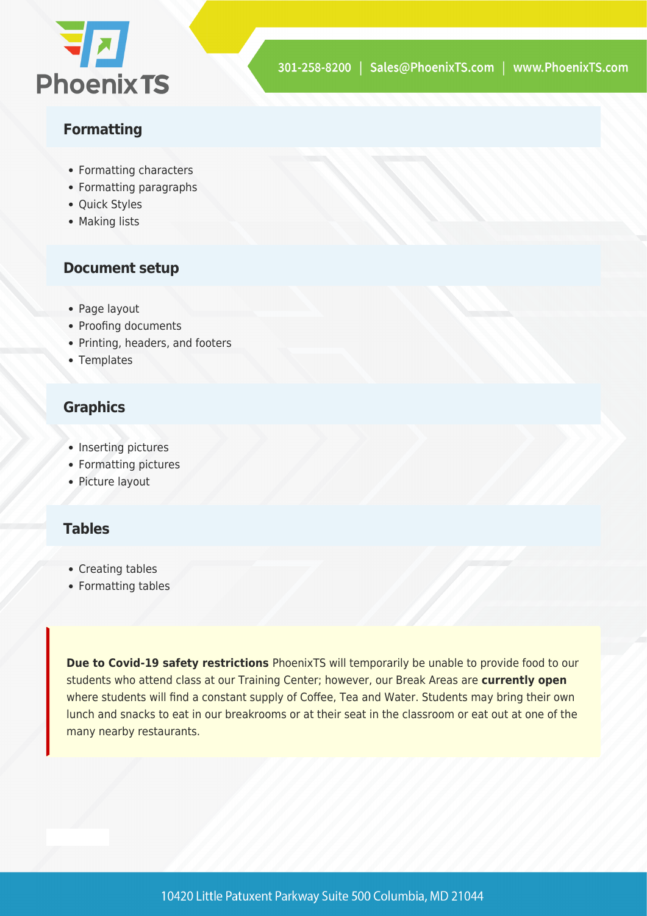## Formatting

- Formatting characters
- Formatting paragraphs
- Quick Styles
- Making lists

## Document setup

- Page layout
- Proofing documents
- Printing, headers, and footers
- Templates

## Graphics

- Inserting pictures
- Formatting pictures
- Picture layout

## Tables

- Creating tables
- Formatting tables

**Due to Covid-19 safety restrictions** PhoenixTS will temporarily be unable to provide food to our students who attend class at our Training Center; however, our Break Areas are **currently open** where students will find a constant supply of Coffee, Tea and Water. Students may bring their own lunch and snacks to eat in our breakrooms or at their seat in the classroom or eat out at one of the many nearby restaurants.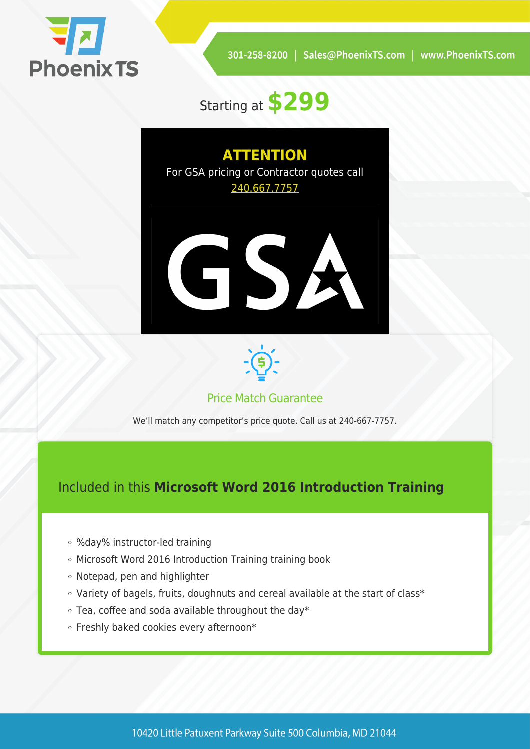Starting at **$299**

**ATTENTION**

For GSA pricing or Contractor quotes call 240.667.7757

GSA

Price Match Guarantee

We'll match any competitor's price quote. Call us at 240-667-7757.

## Included in this **Microsoft Word 2016 Introduction Training**

- %day% instructor-led training
- Microsoft Word 2016 Introduction Training training book
- Notepad, pen and highlighter
- Variety of bagels, fruits, doughnuts and cereal available at the start of class*
- Tea, coffee and soda available throughout the day*
- Freshly baked cookies every afternoon*